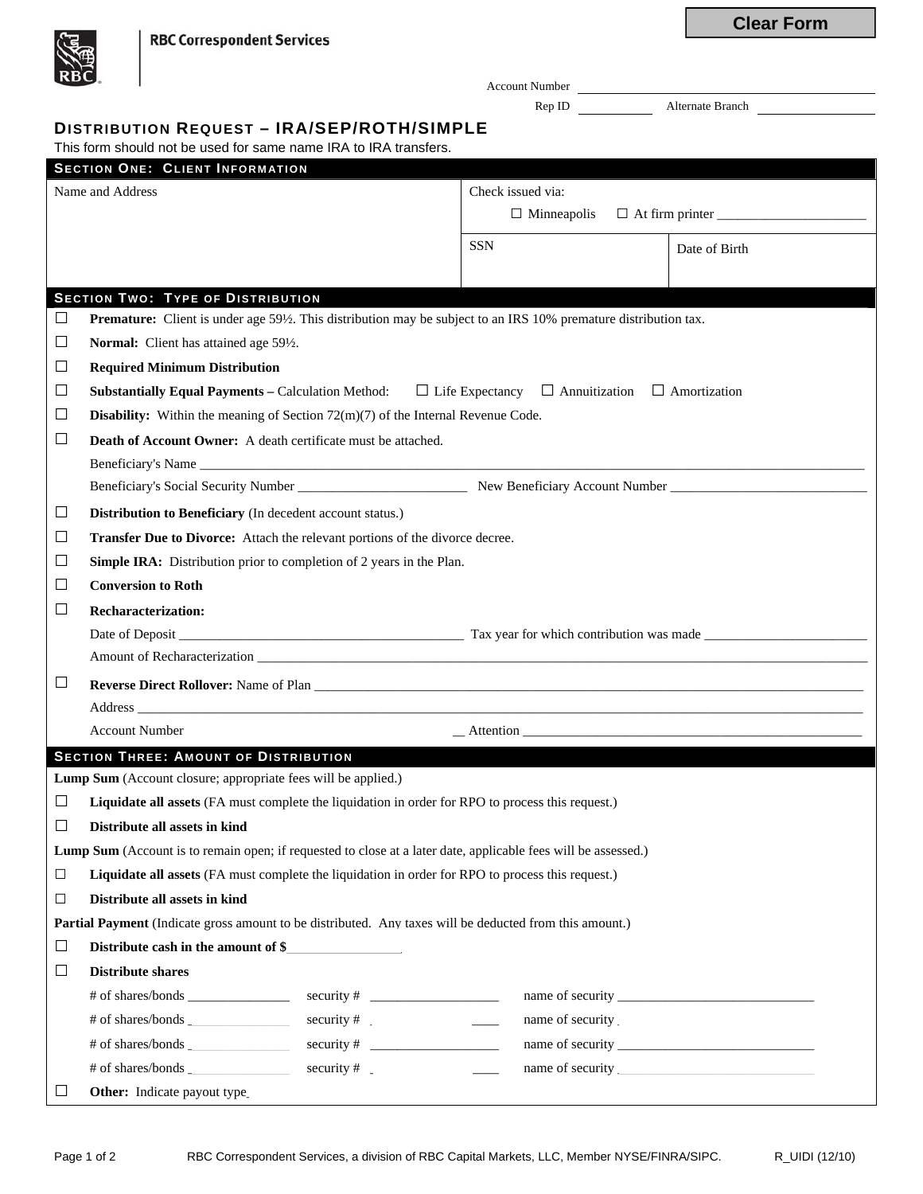Clear Form

RBC Correspondent Services

Account Number ______________________

Rep ID __________ Alternate Branch ______________

# DISTRIBUTION REQUEST – IRA/SEP/ROTH/SIMPLE

This form should not be used for same name IRA to IRA transfers.

## SECTION ONE: CLIENT INFORMATION

| Name and Address | Check issued via: ☐ Minneapolis ☐ At firm printer ______________________ | |
|---|---|---|
| | SSN | Date of Birth |

## SECTION TWO: TYPE OF DISTRIBUTION

☐ **Premature:** Client is under age 59½. This distribution may be subject to an IRS 10% premature distribution tax.

☐ **Normal:** Client has attained age 59½.

☐ **Required Minimum Distribution**

☐ **Substantially Equal Payments –** Calculation Method: ☐ Life Expectancy ☐ Annuitization ☐ Amortization

☐ **Disability:** Within the meaning of Section 72(m)(7) of the Internal Revenue Code.

☐ **Death of Account Owner:** A death certificate must be attached.

Beneficiary's Name ______________________________________________

Beneficiary's Social Security Number ________________________ New Beneficiary Account Number ____________________________

☐ **Distribution to Beneficiary** (In decedent account status.)

☐ **Transfer Due to Divorce:** Attach the relevant portions of the divorce decree.

☐ **Simple IRA:** Distribution prior to completion of 2 years in the Plan.

☐ **Conversion to Roth**

☐ **Recharacterization:**

Date of Deposit _________________________________________ Tax year for which contribution was made ________________________

Amount of Recharacterization ______________________________________________

☐ **Reverse Direct Rollover:** Name of Plan ______________________________________________

Address ______________________________________________

Account Number __ Attention ______________________________________________

## SECTION THREE: AMOUNT OF DISTRIBUTION

**Lump Sum** (Account closure; appropriate fees will be applied.)

☐ **Liquidate all assets** (FA must complete the liquidation in order for RPO to process this request.)

☐ **Distribute all assets in kind**

**Lump Sum** (Account is to remain open; if requested to close at a later date, applicable fees will be assessed.)

☐ **Liquidate all assets** (FA must complete the liquidation in order for RPO to process this request.)

☐ **Distribute all assets in kind**

**Partial Payment** (Indicate gross amount to be distributed. Any taxes will be deducted from this amount.)

☐ **Distribute cash in the amount of $**________________

☐ **Distribute shares**

# of shares/bonds ______________ security # __________________ name of security ____________________________

# of shares/bonds ______________ security # __________________ name of security ____________________________

# of shares/bonds ______________ security # __________________ name of security ____________________________

# of shares/bonds ______________ security # __________________ name of security ____________________________

☐ **Other:** Indicate payout type

RBC Correspondent Services, a division of RBC Capital Markets, LLC, Member NYSE/FINRA/SIPC. R_UIDI (12/10)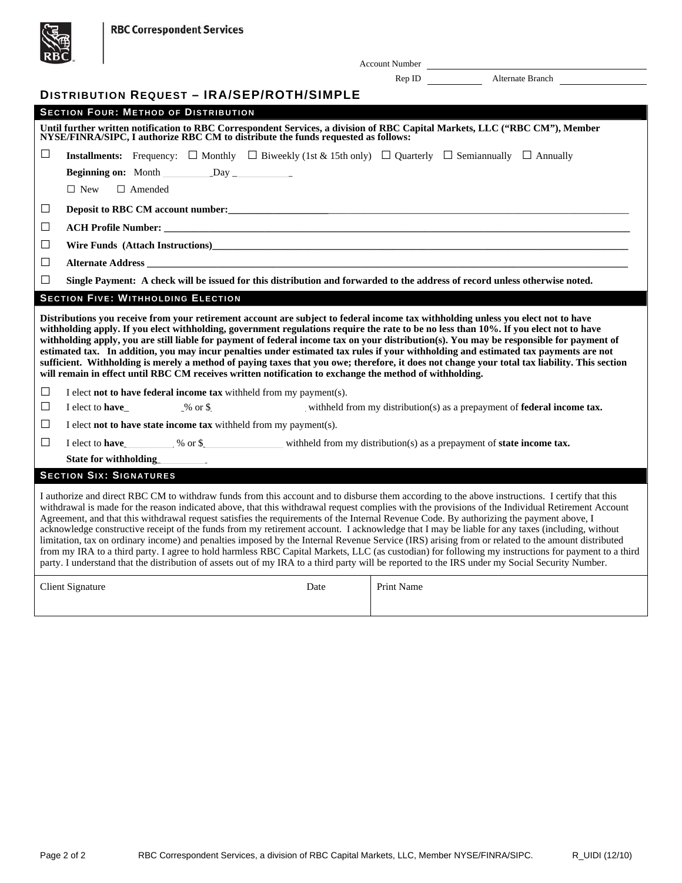RBC Correspondent Services

Account Number \_\_\_\_\_\_\_\_\_\_\_\_\_\_\_\_\_\_\_\_

Rep ID \_\_\_\_\_\_\_\_\_\_ Alternate Branch \_\_\_\_\_\_\_\_\_\_

# DISTRIBUTION REQUEST – IRA/SEP/ROTH/SIMPLE

## SECTION FOUR: METHOD OF DISTRIBUTION

**Until further written notification to RBC Correspondent Services, a division of RBC Capital Markets, LLC ("RBC CM"), Member NYSE/FINRA/SIPC, I authorize RBC CM to distribute the funds requested as follows:**

- ☐ **Installments:** Frequency: ☐ Monthly ☐ Biweekly (1st & 15th only) ☐ Quarterly ☐ Semiannually ☐ Annually
  **Beginning on:** Month \_\_\_\_\_\_\_\_\_\_ Day \_\_\_\_\_\_\_\_\_\_
  ☐ New ☐ Amended
- ☐ **Deposit to RBC CM account number:** \_\_\_\_\_\_\_\_\_\_\_\_\_\_\_\_\_\_\_\_
- ☐ **ACH Profile Number:** \_\_\_\_\_\_\_\_\_\_\_\_\_\_\_\_\_\_\_\_
- ☐ **Wire Funds (Attach Instructions)** \_\_\_\_\_\_\_\_\_\_\_\_\_\_\_\_\_\_\_\_
- ☐ **Alternate Address** \_\_\_\_\_\_\_\_\_\_\_\_\_\_\_\_\_\_\_\_
- ☐ **Single Payment: A check will be issued for this distribution and forwarded to the address of record unless otherwise noted.**

## SECTION FIVE: WITHHOLDING ELECTION

**Distributions you receive from your retirement account are subject to federal income tax withholding unless you elect not to have withholding apply. If you elect withholding, government regulations require the rate to be no less than 10%. If you elect not to have withholding apply, you are still liable for payment of federal income tax on your distribution(s). You may be responsible for payment of estimated tax. In addition, you may incur penalties under estimated tax rules if your withholding and estimated tax payments are not sufficient. Withholding is merely a method of paying taxes that you owe; therefore, it does not change your total tax liability. This section will remain in effect until RBC CM receives written notification to exchange the method of withholding.**

- ☐ I elect **not to have federal income tax** withheld from my payment(s).
- ☐ I elect to **have** \_\_\_\_\_\_\_\_\_\_ % or $ \_\_\_\_\_\_\_\_\_\_ withheld from my distribution(s) as a prepayment of **federal income tax.**
- ☐ I elect **not to have state income tax** withheld from my payment(s).
- ☐ I elect to **have** \_\_\_\_\_\_\_\_\_\_ % or $ \_\_\_\_\_\_\_\_\_\_ withheld from my distribution(s) as a prepayment of **state income tax.**
  **State for withholding** \_\_\_\_\_\_\_\_\_\_

## SECTION SIX: SIGNATURES

I authorize and direct RBC CM to withdraw funds from this account and to disburse them according to the above instructions. I certify that this withdrawal is made for the reason indicated above, that this withdrawal request complies with the provisions of the Individual Retirement Account Agreement, and that this withdrawal request satisfies the requirements of the Internal Revenue Code. By authorizing the payment above, I acknowledge constructive receipt of the funds from my retirement account. I acknowledge that I may be liable for any taxes (including, without limitation, tax on ordinary income) and penalties imposed by the Internal Revenue Service (IRS) arising from or related to the amount distributed from my IRA to a third party. I agree to hold harmless RBC Capital Markets, LLC (as custodian) for following my instructions for payment to a third party. I understand that the distribution of assets out of my IRA to a third party will be reported to the IRS under my Social Security Number.

| Client Signature | Date | Print Name |
|---|---|---|
| | | |

RBC Correspondent Services, a division of RBC Capital Markets, LLC, Member NYSE/FINRA/SIPC. R_UIDI (12/10)